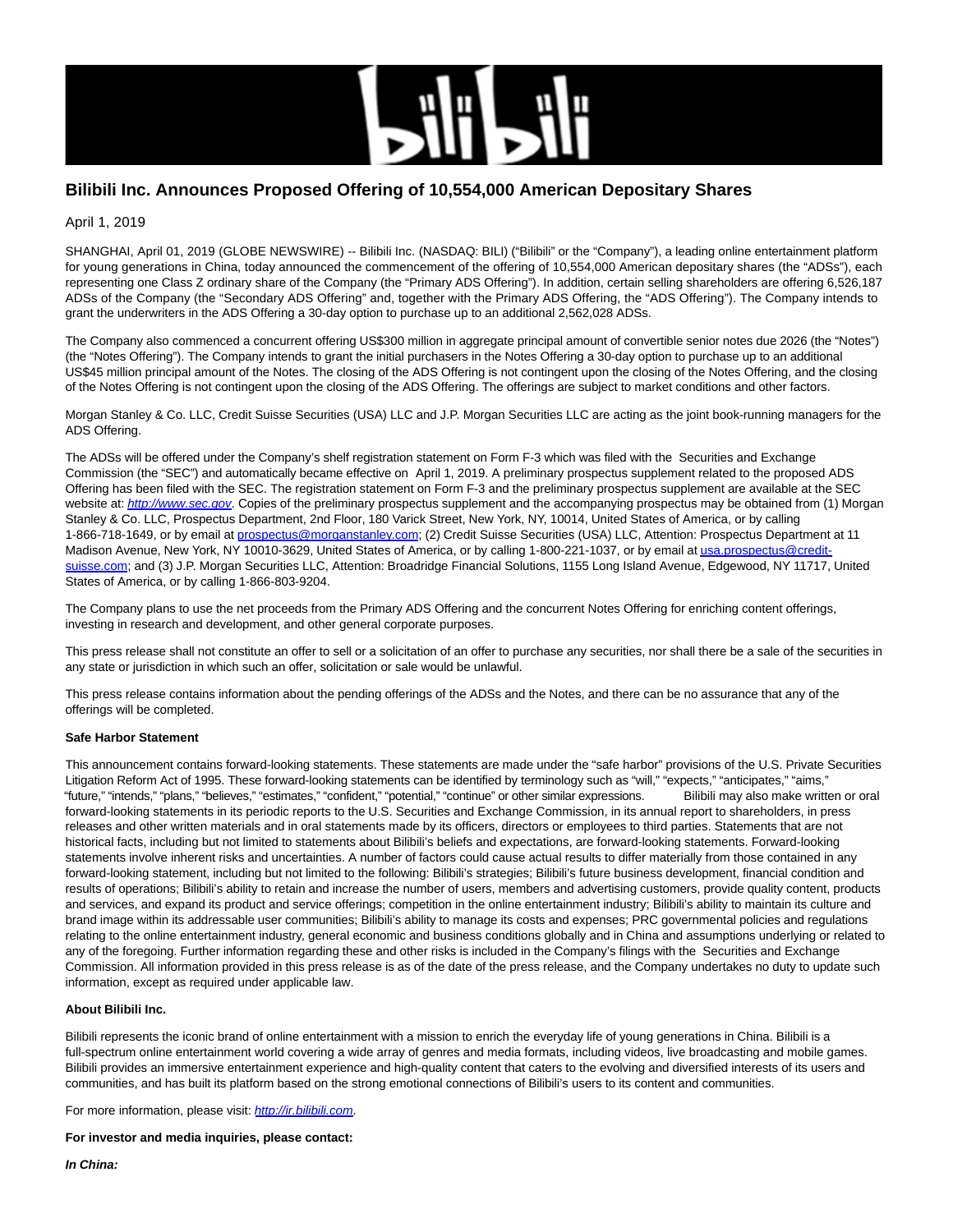# Bilibili Inc. Announces Proposed Offering of 10,554,000 American Depositary Shares

April 1, 2019

SHANGHAI, April 01, 2019 (GLOBE NEWSWIRE) -- Bilibili Inc. (NASDAQ: BILI) ("Bilibili" or the "Company"), a leading online entertainment platform for young generations in China, today announced the commencement of the offering of 10,554,000 American depositary shares (the "ADSs"), each representing one Class Z ordinary share of the Company (the "Primary ADS Offering"). In addition, certain selling shareholders are offering 6,526,187 ADSs of the Company (the "Secondary ADS Offering" and, together with the Primary ADS Offering, the "ADS Offering"). The Company intends to grant the underwriters in the ADS Offering a 30-day option to purchase up to an additional 2,562,028 ADSs.

The Company also commenced a concurrent offering US$300 million in aggregate principal amount of convertible senior notes due 2026 (the "Notes") (the "Notes Offering"). The Company intends to grant the initial purchasers in the Notes Offering a 30-day option to purchase up to an additional US$45 million principal amount of the Notes. The closing of the ADS Offering is not contingent upon the closing of the Notes Offering, and the closing of the Notes Offering is not contingent upon the closing of the ADS Offering. The offerings are subject to market conditions and other factors.

Morgan Stanley & Co. LLC, Credit Suisse Securities (USA) LLC and J.P. Morgan Securities LLC are acting as the joint book-running managers for the ADS Offering.

The ADSs will be offered under the Company's shelf registration statement on Form F-3 which was filed with the Securities and Exchange Commission (the "SEC") and automatically became effective on April 1, 2019. A preliminary prospectus supplement related to the proposed ADS Offering has been filed with the SEC. The registration statement on Form F-3 and the preliminary prospectus supplement are available at the SEC website at: *http://www.sec.gov*. Copies of the preliminary prospectus supplement and the accompanying prospectus may be obtained from (1) Morgan Stanley & Co. LLC, Prospectus Department, 2nd Floor, 180 Varick Street, New York, NY, 10014, United States of America, or by calling 1-866-718-1649, or by email at prospectus@morganstanley.com; (2) Credit Suisse Securities (USA) LLC, Attention: Prospectus Department at 11 Madison Avenue, New York, NY 10010-3629, United States of America, or by calling 1-800-221-1037, or by email at usa.prospectus@credit-suisse.com; and (3) J.P. Morgan Securities LLC, Attention: Broadridge Financial Solutions, 1155 Long Island Avenue, Edgewood, NY 11717, United States of America, or by calling 1-866-803-9204.

The Company plans to use the net proceeds from the Primary ADS Offering and the concurrent Notes Offering for enriching content offerings, investing in research and development, and other general corporate purposes.

This press release shall not constitute an offer to sell or a solicitation of an offer to purchase any securities, nor shall there be a sale of the securities in any state or jurisdiction in which such an offer, solicitation or sale would be unlawful.

This press release contains information about the pending offerings of the ADSs and the Notes, and there can be no assurance that any of the offerings will be completed.

**Safe Harbor Statement**

This announcement contains forward-looking statements. These statements are made under the "safe harbor" provisions of the U.S. Private Securities Litigation Reform Act of 1995. These forward-looking statements can be identified by terminology such as "will," "expects," "anticipates," "aims," "future," "intends," "plans," "believes," "estimates," "confident," "potential," "continue" or other similar expressions. Bilibili may also make written or oral forward-looking statements in its periodic reports to the U.S. Securities and Exchange Commission, in its annual report to shareholders, in press releases and other written materials and in oral statements made by its officers, directors or employees to third parties. Statements that are not historical facts, including but not limited to statements about Bilibili's beliefs and expectations, are forward-looking statements. Forward-looking statements involve inherent risks and uncertainties. A number of factors could cause actual results to differ materially from those contained in any forward-looking statement, including but not limited to the following: Bilibili's strategies; Bilibili's future business development, financial condition and results of operations; Bilibili's ability to retain and increase the number of users, members and advertising customers, provide quality content, products and services, and expand its product and service offerings; competition in the online entertainment industry; Bilibili's ability to maintain its culture and brand image within its addressable user communities; Bilibili's ability to manage its costs and expenses; PRC governmental policies and regulations relating to the online entertainment industry, general economic and business conditions globally and in China and assumptions underlying or related to any of the foregoing. Further information regarding these and other risks is included in the Company's filings with the Securities and Exchange Commission. All information provided in this press release is as of the date of the press release, and the Company undertakes no duty to update such information, except as required under applicable law.

**About Bilibili Inc.**

Bilibili represents the iconic brand of online entertainment with a mission to enrich the everyday life of young generations in China. Bilibili is a full-spectrum online entertainment world covering a wide array of genres and media formats, including videos, live broadcasting and mobile games. Bilibili provides an immersive entertainment experience and high-quality content that caters to the evolving and diversified interests of its users and communities, and has built its platform based on the strong emotional connections of Bilibili's users to its content and communities.

For more information, please visit: *http://ir.bilibili.com*.

**For investor and media inquiries, please contact:**

***In China:***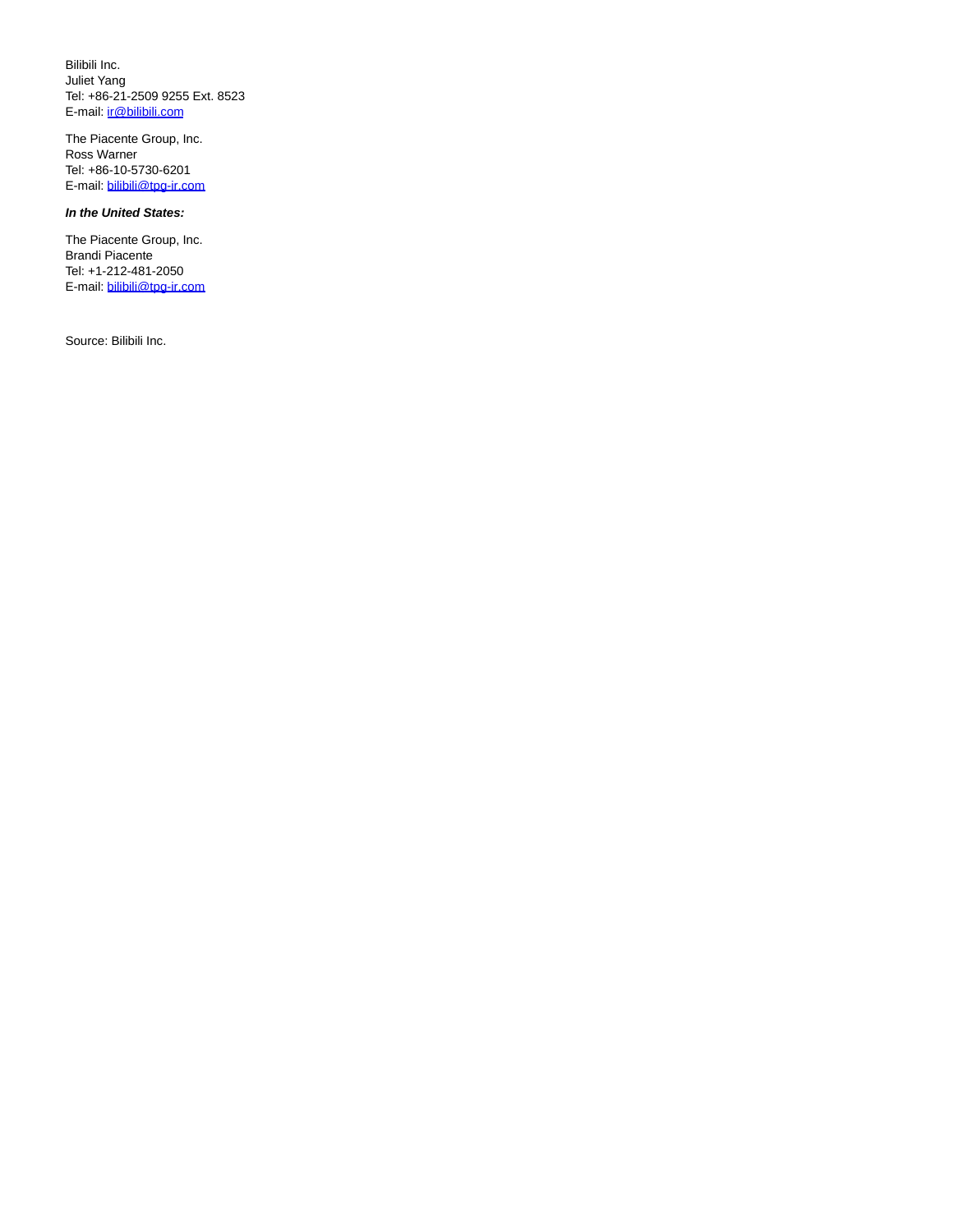Bilibili Inc.
Juliet Yang
Tel: +86-21-2509 9255 Ext. 8523
E-mail: ir@bilibili.com

The Piacente Group, Inc.
Ross Warner
Tel: +86-10-5730-6201
E-mail: bilibili@tpg-ir.com

***In the United States:***

The Piacente Group, Inc.
Brandi Piacente
Tel: +1-212-481-2050
E-mail: bilibili@tpg-ir.com

Source: Bilibili Inc.